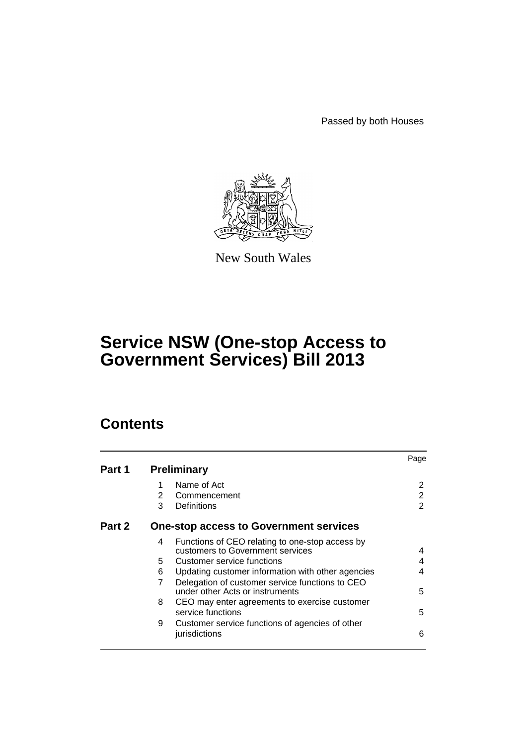Passed by both Houses

New South Wales

# Service NSW (One-stop Access to Government Services) Bill 2013

## Contents

| | | | Page |
|---|---|---|---|
| **Part 1** | **Preliminary** | | |
| | 1 | Name of Act | 2 |
| | 2 | Commencement | 2 |
| | 3 | Definitions | 2 |
| **Part 2** | **One-stop access to Government services** | | |
| | 4 | Functions of CEO relating to one-stop access by customers to Government services | 4 |
| | 5 | Customer service functions | 4 |
| | 6 | Updating customer information with other agencies | 4 |
| | 7 | Delegation of customer service functions to CEO under other Acts or instruments | 5 |
| | 8 | CEO may enter agreements to exercise customer service functions | 5 |
| | 9 | Customer service functions of agencies of other jurisdictions | 6 |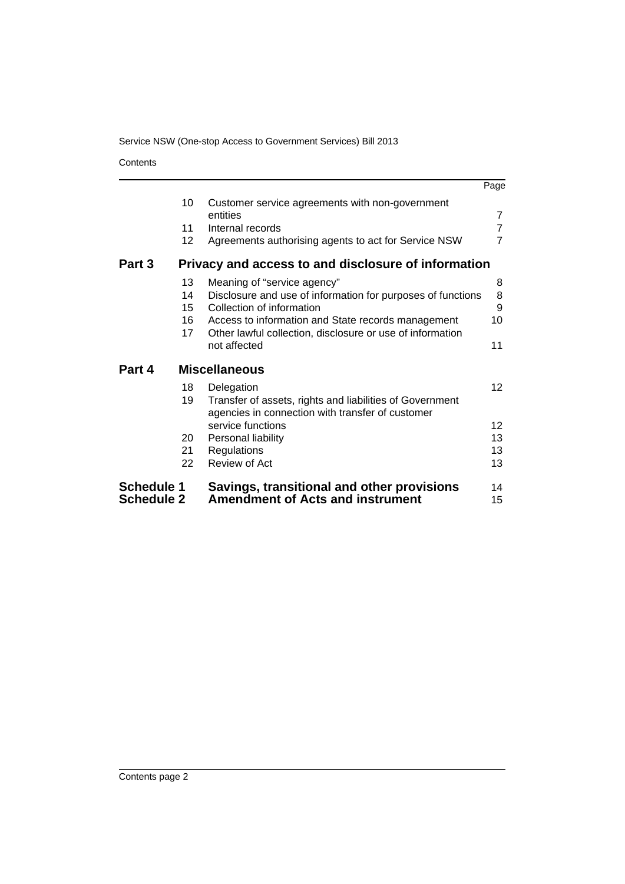| | | | Page |
|---|---|---|---|
| | 10 | Customer service agreements with non-government entities | 7 |
| | 11 | Internal records | 7 |
| | 12 | Agreements authorising agents to act for Service NSW | 7 |
| **Part 3** | | **Privacy and access to and disclosure of information** | |
| | 13 | Meaning of "service agency" | 8 |
| | 14 | Disclosure and use of information for purposes of functions | 8 |
| | 15 | Collection of information | 9 |
| | 16 | Access to information and State records management | 10 |
| | 17 | Other lawful collection, disclosure or use of information not affected | 11 |
| **Part 4** | | **Miscellaneous** | |
| | 18 | Delegation | 12 |
| | 19 | Transfer of assets, rights and liabilities of Government agencies in connection with transfer of customer service functions | 12 |
| | 20 | Personal liability | 13 |
| | 21 | Regulations | 13 |
| | 22 | Review of Act | 13 |
| **Schedule 1** | | **Savings, transitional and other provisions** | 14 |
| **Schedule 2** | | **Amendment of Acts and instrument** | 15 |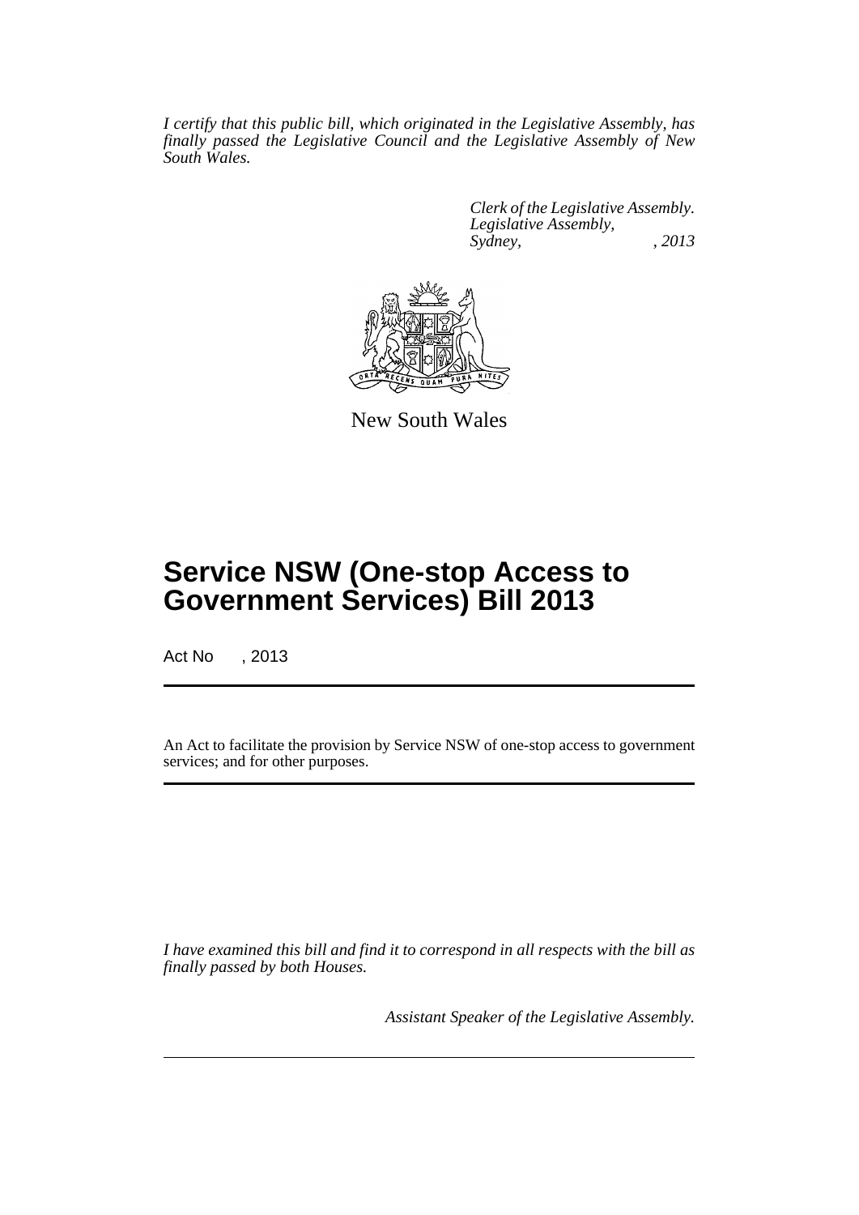*I certify that this public bill, which originated in the Legislative Assembly, has finally passed the Legislative Council and the Legislative Assembly of New South Wales.*

*Clerk of the Legislative Assembly.*
*Legislative Assembly,*
*Sydney, , 2013*

New South Wales

# Service NSW (One-stop Access to Government Services) Bill 2013

Act No , 2013

An Act to facilitate the provision by Service NSW of one-stop access to government services; and for other purposes.

*I have examined this bill and find it to correspond in all respects with the bill as finally passed by both Houses.*

*Assistant Speaker of the Legislative Assembly.*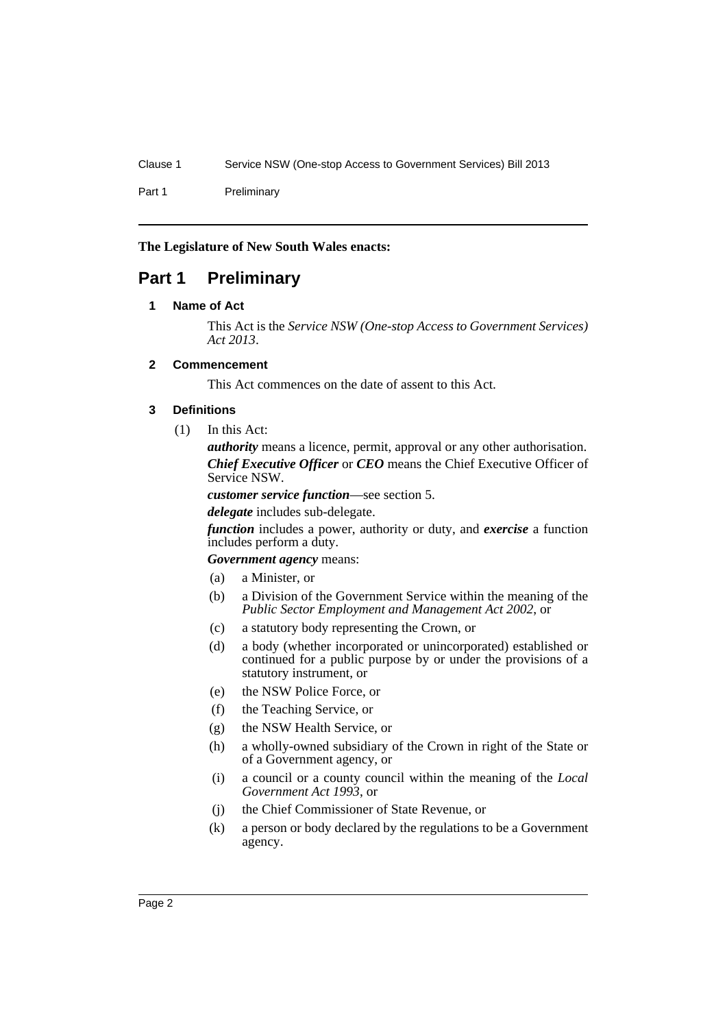**The Legislature of New South Wales enacts:**

# Part 1 Preliminary

### 1 Name of Act

This Act is the *Service NSW (One-stop Access to Government Services) Act 2013*.

### 2 Commencement

This Act commences on the date of assent to this Act.

### 3 Definitions

(1) In this Act:

***authority*** means a licence, permit, approval or any other authorisation.

***Chief Executive Officer*** or ***CEO*** means the Chief Executive Officer of Service NSW.

***customer service function***—see section 5.

***delegate*** includes sub-delegate.

***function*** includes a power, authority or duty, and ***exercise*** a function includes perform a duty.

***Government agency*** means:

(a) a Minister, or

(b) a Division of the Government Service within the meaning of the *Public Sector Employment and Management Act 2002*, or

(c) a statutory body representing the Crown, or

(d) a body (whether incorporated or unincorporated) established or continued for a public purpose by or under the provisions of a statutory instrument, or

(e) the NSW Police Force, or

(f) the Teaching Service, or

(g) the NSW Health Service, or

(h) a wholly-owned subsidiary of the Crown in right of the State or of a Government agency, or

(i) a council or a county council within the meaning of the *Local Government Act 1993*, or

(j) the Chief Commissioner of State Revenue, or

(k) a person or body declared by the regulations to be a Government agency.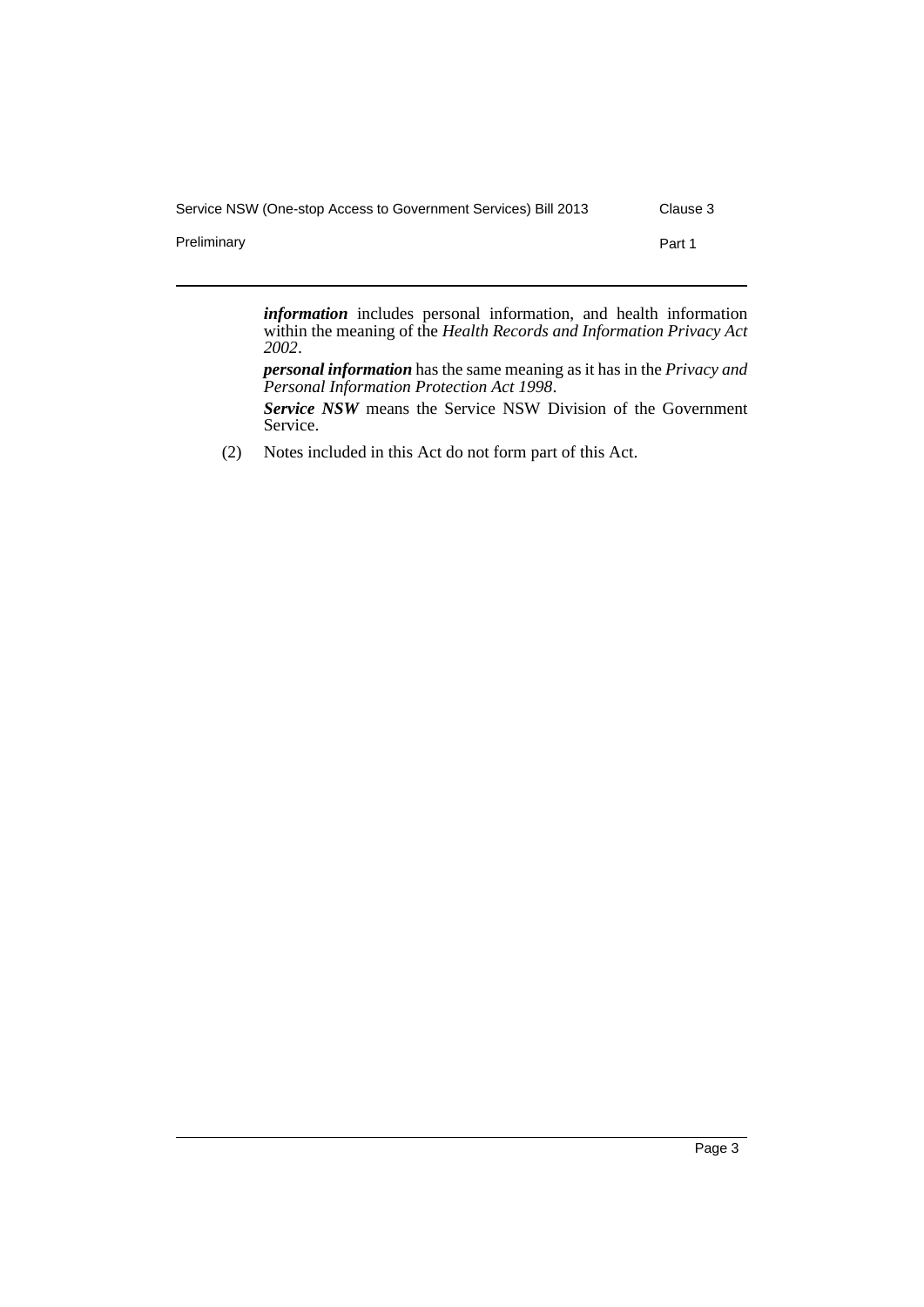***information*** includes personal information, and health information within the meaning of the *Health Records and Information Privacy Act 2002*.

***personal information*** has the same meaning as it has in the *Privacy and Personal Information Protection Act 1998*.

***Service NSW*** means the Service NSW Division of the Government Service.

(2) Notes included in this Act do not form part of this Act.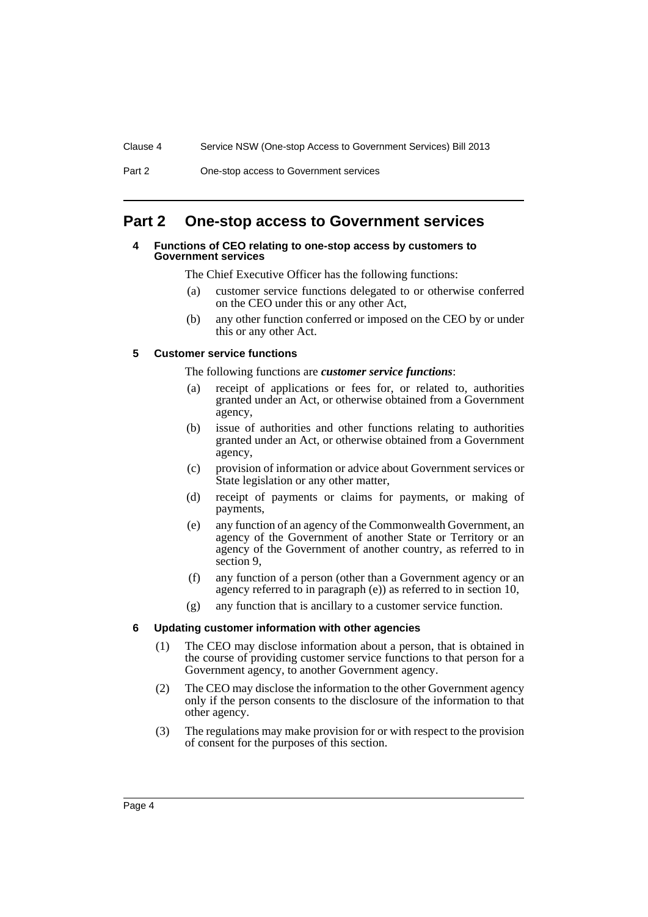# Part 2 One-stop access to Government services

### 4 Functions of CEO relating to one-stop access by customers to Government services

The Chief Executive Officer has the following functions:

(a) customer service functions delegated to or otherwise conferred on the CEO under this or any other Act,

(b) any other function conferred or imposed on the CEO by or under this or any other Act.

### 5 Customer service functions

The following functions are ***customer service functions***:

(a) receipt of applications or fees for, or related to, authorities granted under an Act, or otherwise obtained from a Government agency,

(b) issue of authorities and other functions relating to authorities granted under an Act, or otherwise obtained from a Government agency,

(c) provision of information or advice about Government services or State legislation or any other matter,

(d) receipt of payments or claims for payments, or making of payments,

(e) any function of an agency of the Commonwealth Government, an agency of the Government of another State or Territory or an agency of the Government of another country, as referred to in section 9,

(f) any function of a person (other than a Government agency or an agency referred to in paragraph (e)) as referred to in section 10,

(g) any function that is ancillary to a customer service function.

### 6 Updating customer information with other agencies

(1) The CEO may disclose information about a person, that is obtained in the course of providing customer service functions to that person for a Government agency, to another Government agency.

(2) The CEO may disclose the information to the other Government agency only if the person consents to the disclosure of the information to that other agency.

(3) The regulations may make provision for or with respect to the provision of consent for the purposes of this section.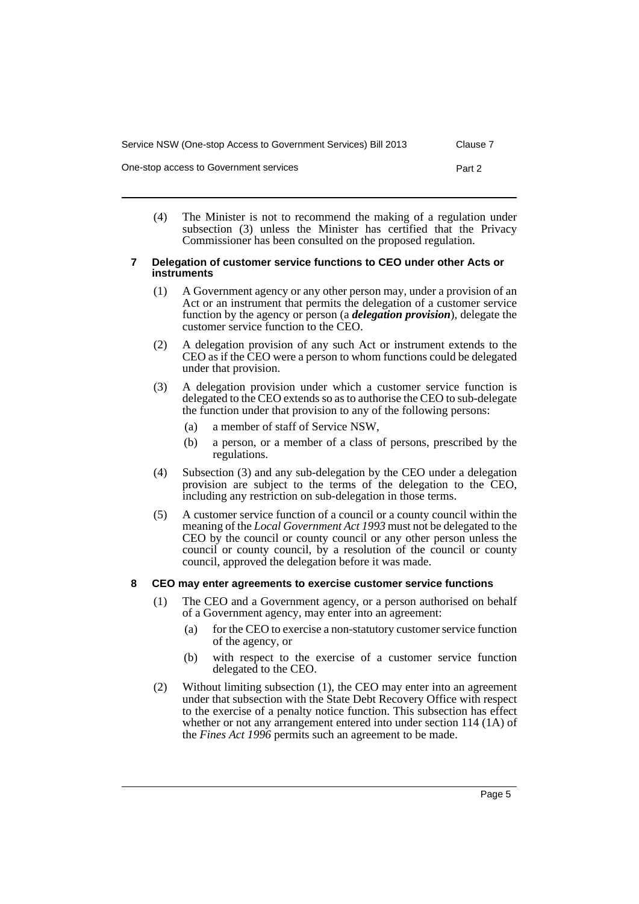(4) The Minister is not to recommend the making of a regulation under subsection (3) unless the Minister has certified that the Privacy Commissioner has been consulted on the proposed regulation.

### 7 Delegation of customer service functions to CEO under other Acts or instruments

(1) A Government agency or any other person may, under a provision of an Act or an instrument that permits the delegation of a customer service function by the agency or person (a ***delegation provision***), delegate the customer service function to the CEO.

(2) A delegation provision of any such Act or instrument extends to the CEO as if the CEO were a person to whom functions could be delegated under that provision.

(3) A delegation provision under which a customer service function is delegated to the CEO extends so as to authorise the CEO to sub-delegate the function under that provision to any of the following persons:

- (a) a member of staff of Service NSW,
- (b) a person, or a member of a class of persons, prescribed by the regulations.

(4) Subsection (3) and any sub-delegation by the CEO under a delegation provision are subject to the terms of the delegation to the CEO, including any restriction on sub-delegation in those terms.

(5) A customer service function of a council or a county council within the meaning of the *Local Government Act 1993* must not be delegated to the CEO by the council or county council or any other person unless the council or county council, by a resolution of the council or county council, approved the delegation before it was made.

### 8 CEO may enter agreements to exercise customer service functions

(1) The CEO and a Government agency, or a person authorised on behalf of a Government agency, may enter into an agreement:

- (a) for the CEO to exercise a non-statutory customer service function of the agency, or
- (b) with respect to the exercise of a customer service function delegated to the CEO.

(2) Without limiting subsection (1), the CEO may enter into an agreement under that subsection with the State Debt Recovery Office with respect to the exercise of a penalty notice function. This subsection has effect whether or not any arrangement entered into under section 114 (1A) of the *Fines Act 1996* permits such an agreement to be made.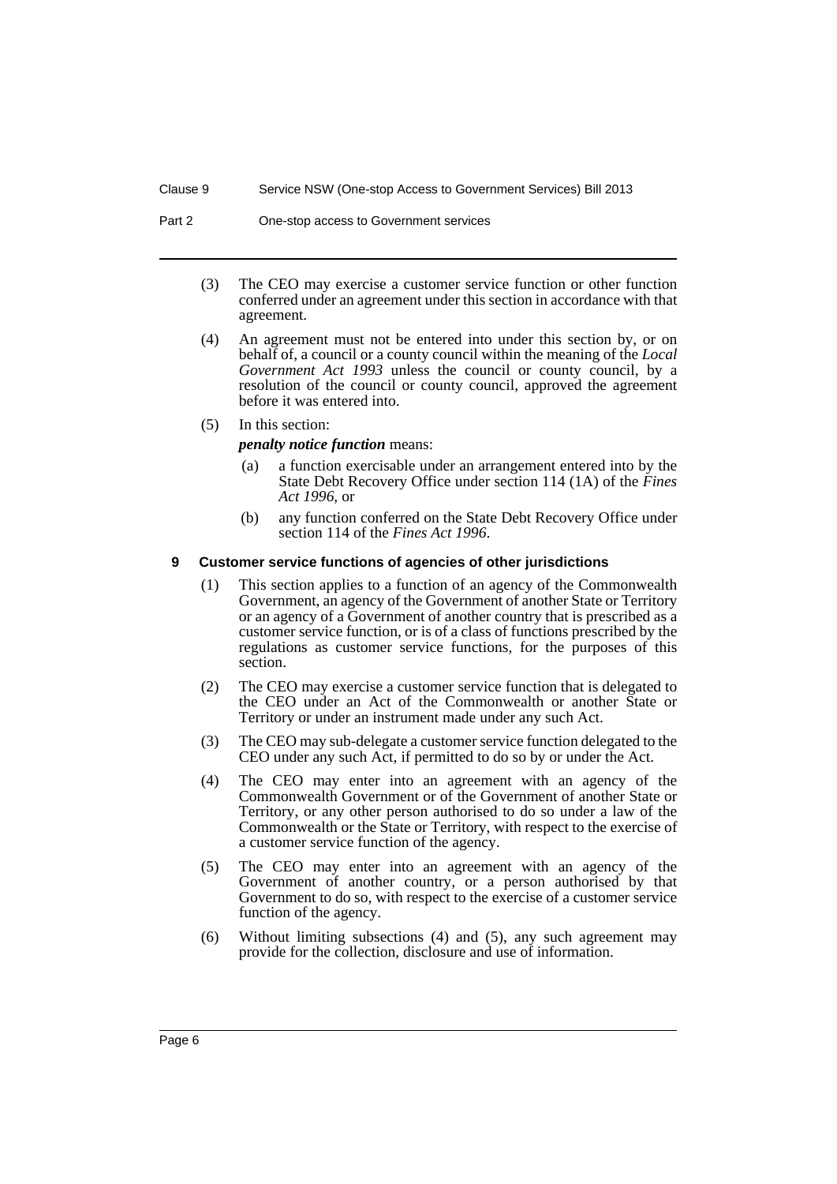(3) The CEO may exercise a customer service function or other function conferred under an agreement under this section in accordance with that agreement.

(4) An agreement must not be entered into under this section by, or on behalf of, a council or a county council within the meaning of the *Local Government Act 1993* unless the council or county council, by a resolution of the council or county council, approved the agreement before it was entered into.

(5) In this section:

***penalty notice function*** means:

(a) a function exercisable under an arrangement entered into by the State Debt Recovery Office under section 114 (1A) of the *Fines Act 1996*, or

(b) any function conferred on the State Debt Recovery Office under section 114 of the *Fines Act 1996*.

### 9 Customer service functions of agencies of other jurisdictions

(1) This section applies to a function of an agency of the Commonwealth Government, an agency of the Government of another State or Territory or an agency of a Government of another country that is prescribed as a customer service function, or is of a class of functions prescribed by the regulations as customer service functions, for the purposes of this section.

(2) The CEO may exercise a customer service function that is delegated to the CEO under an Act of the Commonwealth or another State or Territory or under an instrument made under any such Act.

(3) The CEO may sub-delegate a customer service function delegated to the CEO under any such Act, if permitted to do so by or under the Act.

(4) The CEO may enter into an agreement with an agency of the Commonwealth Government or of the Government of another State or Territory, or any other person authorised to do so under a law of the Commonwealth or the State or Territory, with respect to the exercise of a customer service function of the agency.

(5) The CEO may enter into an agreement with an agency of the Government of another country, or a person authorised by that Government to do so, with respect to the exercise of a customer service function of the agency.

(6) Without limiting subsections (4) and (5), any such agreement may provide for the collection, disclosure and use of information.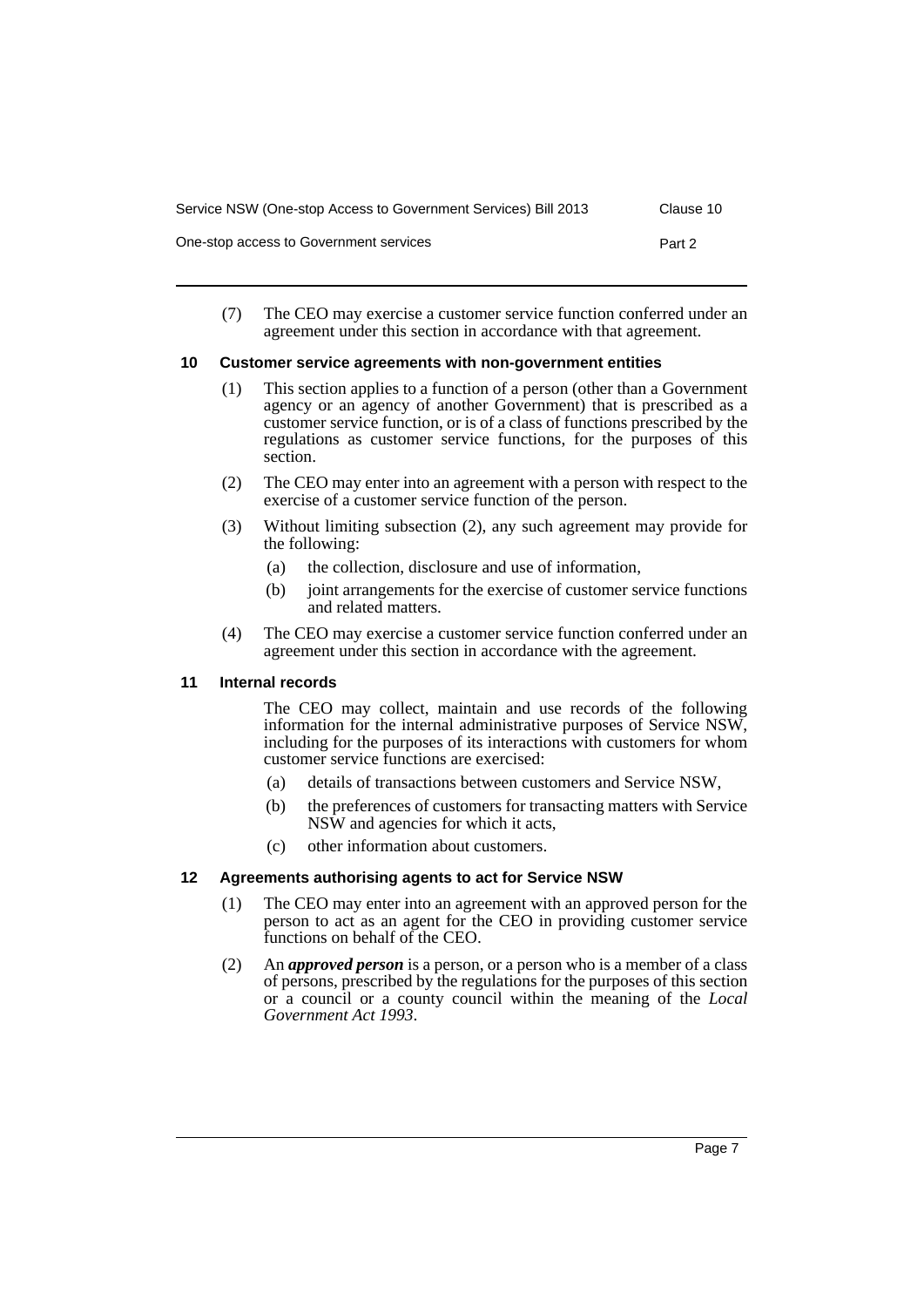(7) The CEO may exercise a customer service function conferred under an agreement under this section in accordance with that agreement.

### 10 Customer service agreements with non-government entities

(1) This section applies to a function of a person (other than a Government agency or an agency of another Government) that is prescribed as a customer service function, or is of a class of functions prescribed by the regulations as customer service functions, for the purposes of this section.

(2) The CEO may enter into an agreement with a person with respect to the exercise of a customer service function of the person.

(3) Without limiting subsection (2), any such agreement may provide for the following:

- (a) the collection, disclosure and use of information,
- (b) joint arrangements for the exercise of customer service functions and related matters.

(4) The CEO may exercise a customer service function conferred under an agreement under this section in accordance with the agreement.

### 11 Internal records

The CEO may collect, maintain and use records of the following information for the internal administrative purposes of Service NSW, including for the purposes of its interactions with customers for whom customer service functions are exercised:

- (a) details of transactions between customers and Service NSW,
- (b) the preferences of customers for transacting matters with Service NSW and agencies for which it acts,
- (c) other information about customers.

### 12 Agreements authorising agents to act for Service NSW

(1) The CEO may enter into an agreement with an approved person for the person to act as an agent for the CEO in providing customer service functions on behalf of the CEO.

(2) An ***approved person*** is a person, or a person who is a member of a class of persons, prescribed by the regulations for the purposes of this section or a council or a county council within the meaning of the *Local Government Act 1993*.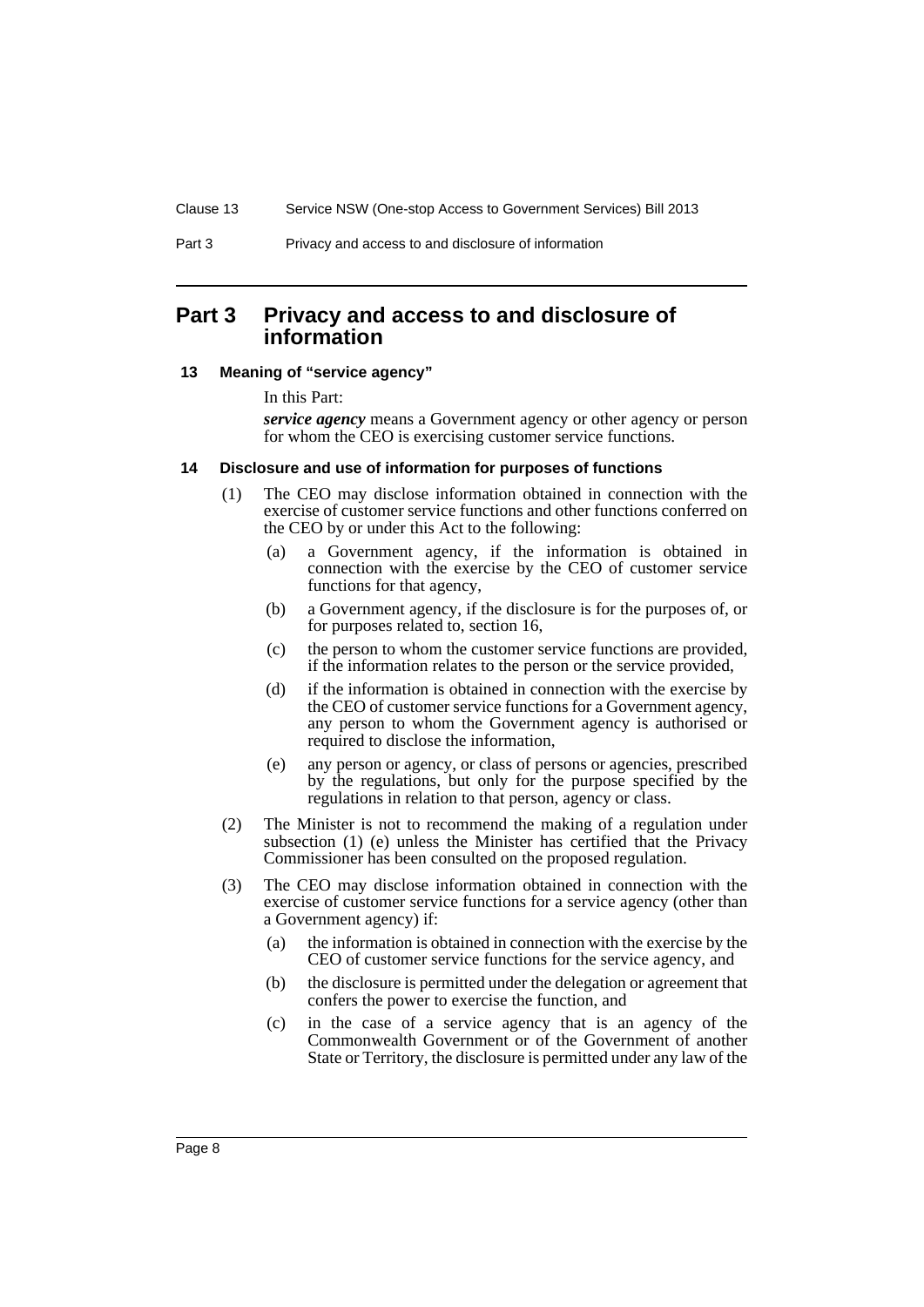# Part 3 Privacy and access to and disclosure of information

## 13 Meaning of "service agency"

In this Part:

***service agency*** means a Government agency or other agency or person for whom the CEO is exercising customer service functions.

## 14 Disclosure and use of information for purposes of functions

(1) The CEO may disclose information obtained in connection with the exercise of customer service functions and other functions conferred on the CEO by or under this Act to the following:

(a) a Government agency, if the information is obtained in connection with the exercise by the CEO of customer service functions for that agency,

(b) a Government agency, if the disclosure is for the purposes of, or for purposes related to, section 16,

(c) the person to whom the customer service functions are provided, if the information relates to the person or the service provided,

(d) if the information is obtained in connection with the exercise by the CEO of customer service functions for a Government agency, any person to whom the Government agency is authorised or required to disclose the information,

(e) any person or agency, or class of persons or agencies, prescribed by the regulations, but only for the purpose specified by the regulations in relation to that person, agency or class.

(2) The Minister is not to recommend the making of a regulation under subsection (1) (e) unless the Minister has certified that the Privacy Commissioner has been consulted on the proposed regulation.

(3) The CEO may disclose information obtained in connection with the exercise of customer service functions for a service agency (other than a Government agency) if:

(a) the information is obtained in connection with the exercise by the CEO of customer service functions for the service agency, and

(b) the disclosure is permitted under the delegation or agreement that confers the power to exercise the function, and

(c) in the case of a service agency that is an agency of the Commonwealth Government or of the Government of another State or Territory, the disclosure is permitted under any law of the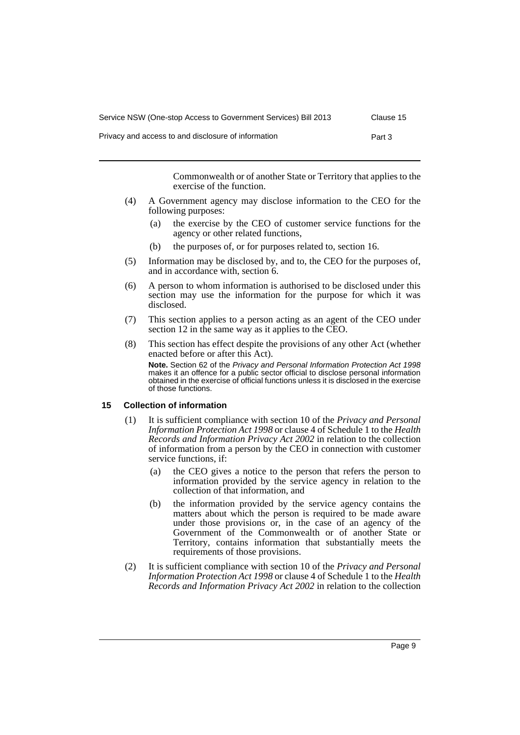Commonwealth or of another State or Territory that applies to the exercise of the function.

(4) A Government agency may disclose information to the CEO for the following purposes:

(a) the exercise by the CEO of customer service functions for the agency or other related functions,

(b) the purposes of, or for purposes related to, section 16.

(5) Information may be disclosed by, and to, the CEO for the purposes of, and in accordance with, section 6.

(6) A person to whom information is authorised to be disclosed under this section may use the information for the purpose for which it was disclosed.

(7) This section applies to a person acting as an agent of the CEO under section 12 in the same way as it applies to the CEO.

(8) This section has effect despite the provisions of any other Act (whether enacted before or after this Act).

**Note.** Section 62 of the *Privacy and Personal Information Protection Act 1998* makes it an offence for a public sector official to disclose personal information obtained in the exercise of official functions unless it is disclosed in the exercise of those functions.

### 15 Collection of information

(1) It is sufficient compliance with section 10 of the *Privacy and Personal Information Protection Act 1998* or clause 4 of Schedule 1 to the *Health Records and Information Privacy Act 2002* in relation to the collection of information from a person by the CEO in connection with customer service functions, if:

(a) the CEO gives a notice to the person that refers the person to information provided by the service agency in relation to the collection of that information, and

(b) the information provided by the service agency contains the matters about which the person is required to be made aware under those provisions or, in the case of an agency of the Government of the Commonwealth or of another State or Territory, contains information that substantially meets the requirements of those provisions.

(2) It is sufficient compliance with section 10 of the *Privacy and Personal Information Protection Act 1998* or clause 4 of Schedule 1 to the *Health Records and Information Privacy Act 2002* in relation to the collection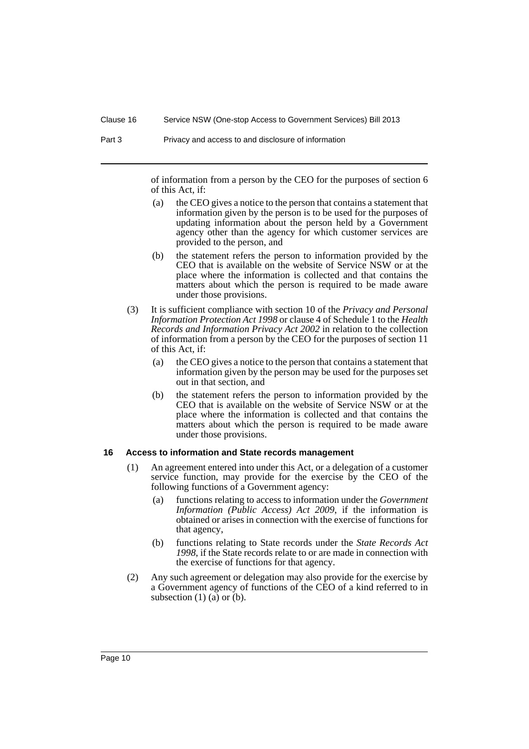of information from a person by the CEO for the purposes of section 6 of this Act, if:

(a) the CEO gives a notice to the person that contains a statement that information given by the person is to be used for the purposes of updating information about the person held by a Government agency other than the agency for which customer services are provided to the person, and

(b) the statement refers the person to information provided by the CEO that is available on the website of Service NSW or at the place where the information is collected and that contains the matters about which the person is required to be made aware under those provisions.

(3) It is sufficient compliance with section 10 of the *Privacy and Personal Information Protection Act 1998* or clause 4 of Schedule 1 to the *Health Records and Information Privacy Act 2002* in relation to the collection of information from a person by the CEO for the purposes of section 11 of this Act, if:

(a) the CEO gives a notice to the person that contains a statement that information given by the person may be used for the purposes set out in that section, and

(b) the statement refers the person to information provided by the CEO that is available on the website of Service NSW or at the place where the information is collected and that contains the matters about which the person is required to be made aware under those provisions.

### 16 Access to information and State records management

(1) An agreement entered into under this Act, or a delegation of a customer service function, may provide for the exercise by the CEO of the following functions of a Government agency:

(a) functions relating to access to information under the *Government Information (Public Access) Act 2009*, if the information is obtained or arises in connection with the exercise of functions for that agency,

(b) functions relating to State records under the *State Records Act 1998*, if the State records relate to or are made in connection with the exercise of functions for that agency.

(2) Any such agreement or delegation may also provide for the exercise by a Government agency of functions of the CEO of a kind referred to in subsection (1) (a) or (b).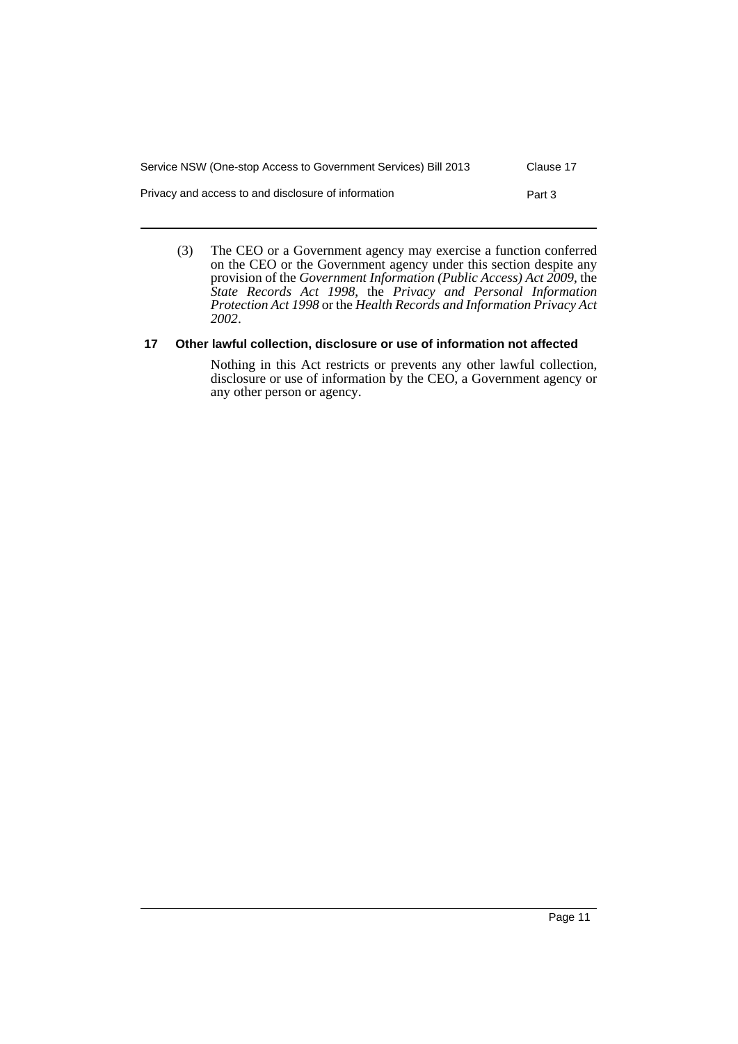(3) The CEO or a Government agency may exercise a function conferred on the CEO or the Government agency under this section despite any provision of the *Government Information (Public Access) Act 2009*, the *State Records Act 1998*, the *Privacy and Personal Information Protection Act 1998* or the *Health Records and Information Privacy Act 2002*.

### 17 Other lawful collection, disclosure or use of information not affected

Nothing in this Act restricts or prevents any other lawful collection, disclosure or use of information by the CEO, a Government agency or any other person or agency.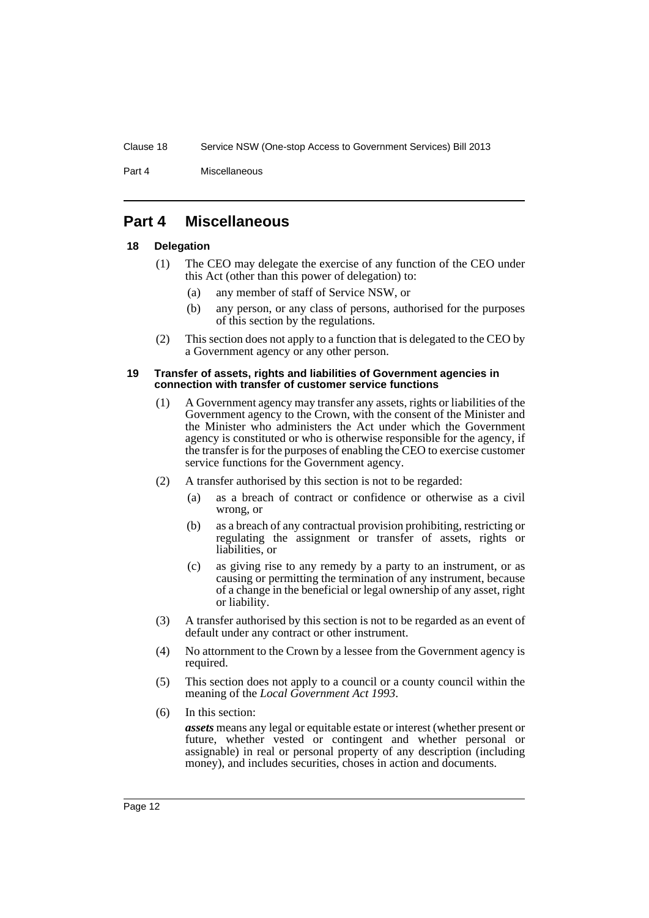## Part 4 Miscellaneous

### 18 Delegation

(1) The CEO may delegate the exercise of any function of the CEO under this Act (other than this power of delegation) to:

(a) any member of staff of Service NSW, or

(b) any person, or any class of persons, authorised for the purposes of this section by the regulations.

(2) This section does not apply to a function that is delegated to the CEO by a Government agency or any other person.

### 19 Transfer of assets, rights and liabilities of Government agencies in connection with transfer of customer service functions

(1) A Government agency may transfer any assets, rights or liabilities of the Government agency to the Crown, with the consent of the Minister and the Minister who administers the Act under which the Government agency is constituted or who is otherwise responsible for the agency, if the transfer is for the purposes of enabling the CEO to exercise customer service functions for the Government agency.

(2) A transfer authorised by this section is not to be regarded:

(a) as a breach of contract or confidence or otherwise as a civil wrong, or

(b) as a breach of any contractual provision prohibiting, restricting or regulating the assignment or transfer of assets, rights or liabilities, or

(c) as giving rise to any remedy by a party to an instrument, or as causing or permitting the termination of any instrument, because of a change in the beneficial or legal ownership of any asset, right or liability.

(3) A transfer authorised by this section is not to be regarded as an event of default under any contract or other instrument.

(4) No attornment to the Crown by a lessee from the Government agency is required.

(5) This section does not apply to a council or a county council within the meaning of the *Local Government Act 1993*.

(6) In this section:

***assets*** means any legal or equitable estate or interest (whether present or future, whether vested or contingent and whether personal or assignable) in real or personal property of any description (including money), and includes securities, choses in action and documents.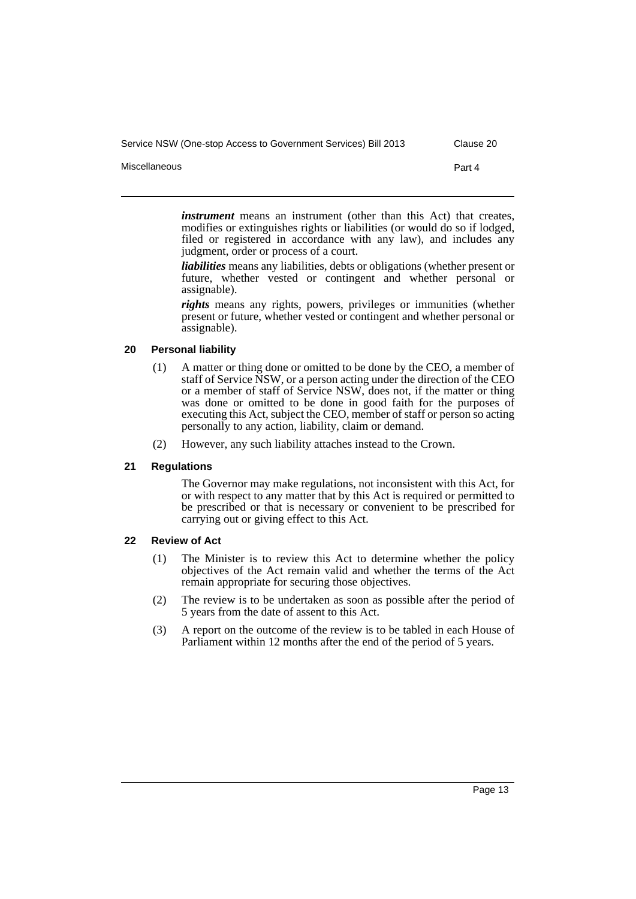***instrument*** means an instrument (other than this Act) that creates, modifies or extinguishes rights or liabilities (or would do so if lodged, filed or registered in accordance with any law), and includes any judgment, order or process of a court.

***liabilities*** means any liabilities, debts or obligations (whether present or future, whether vested or contingent and whether personal or assignable).

***rights*** means any rights, powers, privileges or immunities (whether present or future, whether vested or contingent and whether personal or assignable).

### 20 Personal liability

(1) A matter or thing done or omitted to be done by the CEO, a member of staff of Service NSW, or a person acting under the direction of the CEO or a member of staff of Service NSW, does not, if the matter or thing was done or omitted to be done in good faith for the purposes of executing this Act, subject the CEO, member of staff or person so acting personally to any action, liability, claim or demand.

(2) However, any such liability attaches instead to the Crown.

### 21 Regulations

The Governor may make regulations, not inconsistent with this Act, for or with respect to any matter that by this Act is required or permitted to be prescribed or that is necessary or convenient to be prescribed for carrying out or giving effect to this Act.

### 22 Review of Act

(1) The Minister is to review this Act to determine whether the policy objectives of the Act remain valid and whether the terms of the Act remain appropriate for securing those objectives.

(2) The review is to be undertaken as soon as possible after the period of 5 years from the date of assent to this Act.

(3) A report on the outcome of the review is to be tabled in each House of Parliament within 12 months after the end of the period of 5 years.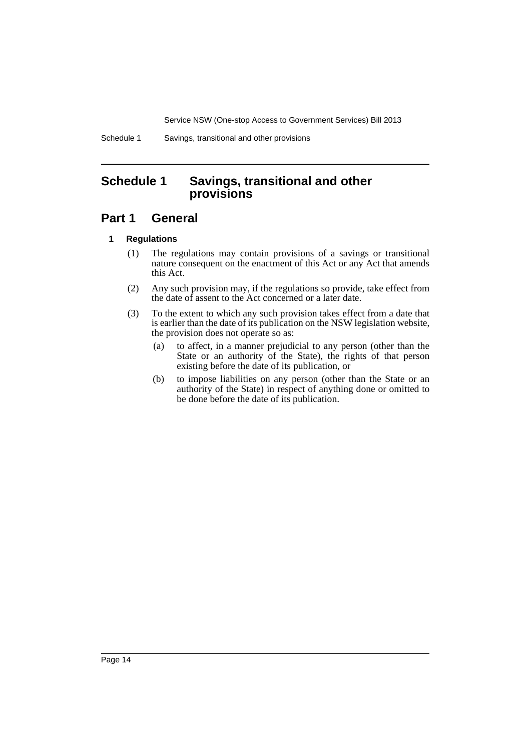# Schedule 1 Savings, transitional and other provisions

## Part 1 General

### 1 Regulations

(1) The regulations may contain provisions of a savings or transitional nature consequent on the enactment of this Act or any Act that amends this Act.

(2) Any such provision may, if the regulations so provide, take effect from the date of assent to the Act concerned or a later date.

(3) To the extent to which any such provision takes effect from a date that is earlier than the date of its publication on the NSW legislation website, the provision does not operate so as:

(a) to affect, in a manner prejudicial to any person (other than the State or an authority of the State), the rights of that person existing before the date of its publication, or

(b) to impose liabilities on any person (other than the State or an authority of the State) in respect of anything done or omitted to be done before the date of its publication.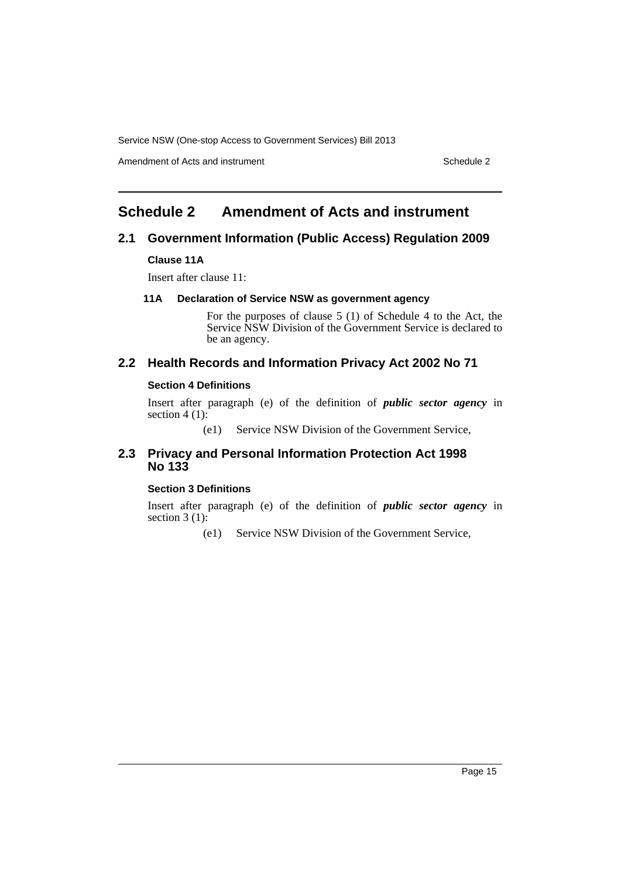# Schedule 2 Amendment of Acts and instrument

## 2.1 Government Information (Public Access) Regulation 2009

### Clause 11A

Insert after clause 11:

#### 11A Declaration of Service NSW as government agency

For the purposes of clause 5 (1) of Schedule 4 to the Act, the Service NSW Division of the Government Service is declared to be an agency.

## 2.2 Health Records and Information Privacy Act 2002 No 71

### Section 4 Definitions

Insert after paragraph (e) of the definition of ***public sector agency*** in section 4 (1):

(e1) Service NSW Division of the Government Service,

## 2.3 Privacy and Personal Information Protection Act 1998 No 133

### Section 3 Definitions

Insert after paragraph (e) of the definition of ***public sector agency*** in section 3 (1):

(e1) Service NSW Division of the Government Service,